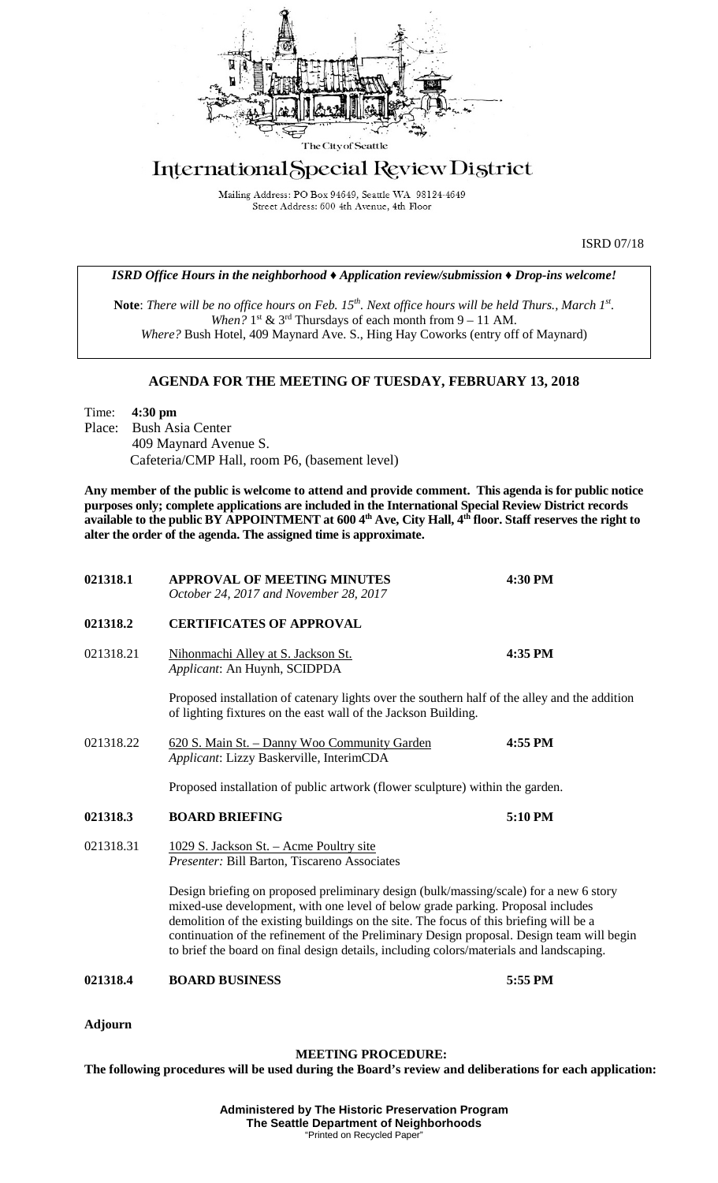The City of Seattle

# International Special Review District

Mailing Address: PO Box 94649, Seattle WA 98124-4649
Street Address: 600 4th Avenue, 4th Floor

ISRD 07/18

***ISRD Office Hours in the neighborhood ♦ Application review/submission ♦ Drop-ins welcome!***

**Note**: *There will be no office hours on Feb. 15th. Next office hours will be held Thurs., March 1st.*
*When?* 1st & 3rd Thursdays of each month from 9 – 11 AM.
*Where?* Bush Hotel, 409 Maynard Ave. S., Hing Hay Coworks (entry off of Maynard)

## AGENDA FOR THE MEETING OF TUESDAY, FEBRUARY 13, 2018

Time: **4:30 pm**
Place: Bush Asia Center
409 Maynard Avenue S.
Cafeteria/CMP Hall, room P6, (basement level)

**Any member of the public is welcome to attend and provide comment. This agenda is for public notice purposes only; complete applications are included in the International Special Review District records available to the public BY APPOINTMENT at 600 4th Ave, City Hall, 4th floor. Staff reserves the right to alter the order of the agenda. The assigned time is approximate.**

**021318.1 APPROVAL OF MEETING MINUTES** — **4:30 PM**
*October 24, 2017 and November 28, 2017*

**021318.2 CERTIFICATES OF APPROVAL**

021318.21 Nihonmachi Alley at S. Jackson St. — **4:35 PM**
*Applicant*: An Huynh, SCIDPDA

Proposed installation of catenary lights over the southern half of the alley and the addition of lighting fixtures on the east wall of the Jackson Building.

021318.22 620 S. Main St. – Danny Woo Community Garden — **4:55 PM**
*Applicant*: Lizzy Baskerville, InterimCDA

Proposed installation of public artwork (flower sculpture) within the garden.

**021318.3 BOARD BRIEFING** — **5:10 PM**

021318.31 1029 S. Jackson St. – Acme Poultry site
*Presenter:* Bill Barton, Tiscareno Associates

Design briefing on proposed preliminary design (bulk/massing/scale) for a new 6 story mixed-use development, with one level of below grade parking. Proposal includes demolition of the existing buildings on the site. The focus of this briefing will be a continuation of the refinement of the Preliminary Design proposal. Design team will begin to brief the board on final design details, including colors/materials and landscaping.

**021318.4 BOARD BUSINESS** — **5:55 PM**

**Adjourn**

**MEETING PROCEDURE:**

**The following procedures will be used during the Board's review and deliberations for each application:**

**Administered by The Historic Preservation Program**
**The Seattle Department of Neighborhoods**
"Printed on Recycled Paper"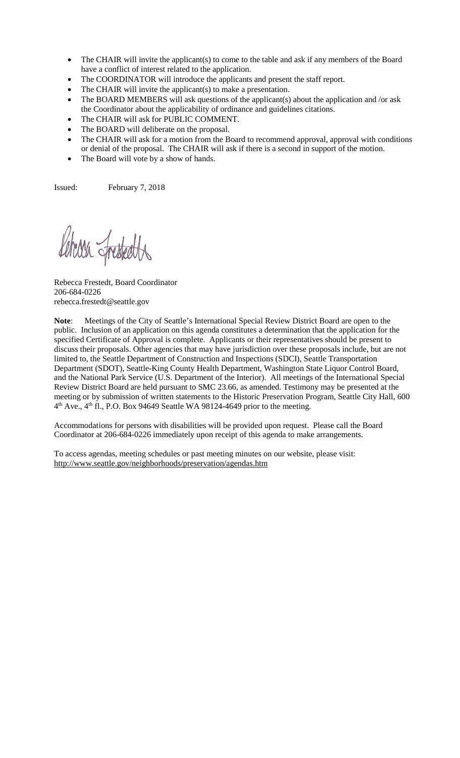- The CHAIR will invite the applicant(s) to come to the table and ask if any members of the Board have a conflict of interest related to the application.
- The COORDINATOR will introduce the applicants and present the staff report.
- The CHAIR will invite the applicant(s) to make a presentation.
- The BOARD MEMBERS will ask questions of the applicant(s) about the application and /or ask the Coordinator about the applicability of ordinance and guidelines citations.
- The CHAIR will ask for PUBLIC COMMENT.
- The BOARD will deliberate on the proposal.
- The CHAIR will ask for a motion from the Board to recommend approval, approval with conditions or denial of the proposal. The CHAIR will ask if there is a second in support of the motion.
- The Board will vote by a show of hands.

Issued: February 7, 2018

Rebecca Frestedt, Board Coordinator
206-684-0226
rebecca.frestedt@seattle.gov

**Note**: Meetings of the City of Seattle's International Special Review District Board are open to the public. Inclusion of an application on this agenda constitutes a determination that the application for the specified Certificate of Approval is complete. Applicants or their representatives should be present to discuss their proposals. Other agencies that may have jurisdiction over these proposals include, but are not limited to, the Seattle Department of Construction and Inspections (SDCI), Seattle Transportation Department (SDOT), Seattle-King County Health Department, Washington State Liquor Control Board, and the National Park Service (U.S. Department of the Interior). All meetings of the International Special Review District Board are held pursuant to SMC 23.66, as amended. Testimony may be presented at the meeting or by submission of written statements to the Historic Preservation Program, Seattle City Hall, 600 4th Ave., 4th fl., P.O. Box 94649 Seattle WA 98124-4649 prior to the meeting.

Accommodations for persons with disabilities will be provided upon request. Please call the Board Coordinator at 206-684-0226 immediately upon receipt of this agenda to make arrangements.

To access agendas, meeting schedules or past meeting minutes on our website, please visit:
http://www.seattle.gov/neighborhoods/preservation/agendas.htm